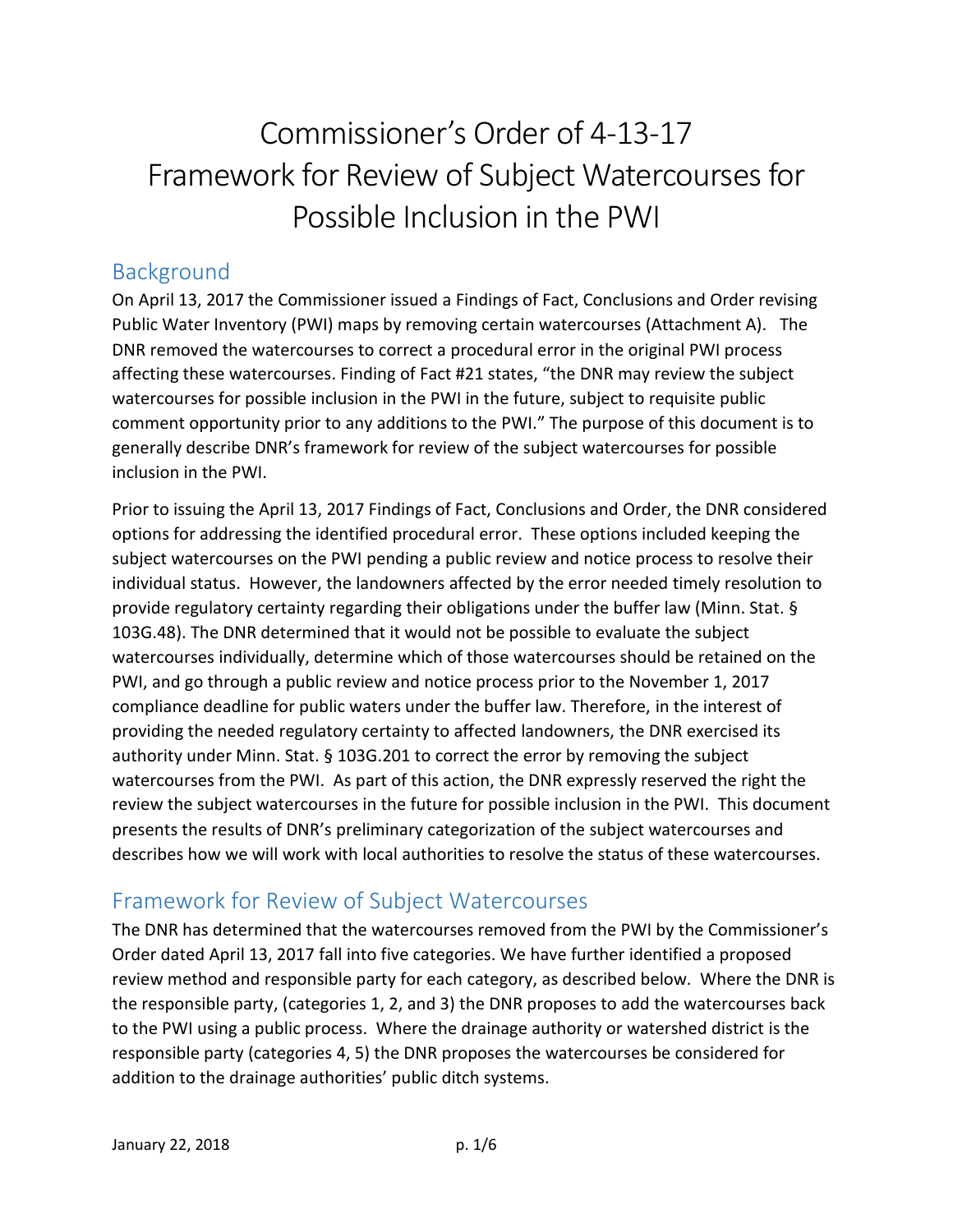// Commissioner's Order of 4-13-17 Framework for Review of Subject Watercourses for Possible Inclusion in the PWI

## Background

On April 13, 2017 the Commissioner issued a Findings of Fact, Conclusions and Order revising Public Water Inventory (PWI) maps by removing certain watercourses (Attachment A). The DNR removed the watercourses to correct a procedural error in the original PWI process affecting these watercourses. Finding of Fact #21 states, "the DNR may review the subject watercourses for possible inclusion in the PWI in the future, subject to requisite public comment opportunity prior to any additions to the PWI." The purpose of this document is to generally describe DNR's framework for review of the subject watercourses for possible inclusion in the PWI.

Prior to issuing the April 13, 2017 Findings of Fact, Conclusions and Order, the DNR considered options for addressing the identified procedural error. These options included keeping the subject watercourses on the PWI pending a public review and notice process to resolve their individual status. However, the landowners affected by the error needed timely resolution to provide regulatory certainty regarding their obligations under the buffer law (Minn. Stat. § 103G.48). The DNR determined that it would not be possible to evaluate the subject watercourses individually, determine which of those watercourses should be retained on the PWI, and go through a public review and notice process prior to the November 1, 2017 compliance deadline for public waters under the buffer law. Therefore, in the interest of providing the needed regulatory certainty to affected landowners, the DNR exercised its authority under Minn. Stat. § 103G.201 to correct the error by removing the subject watercourses from the PWI. As part of this action, the DNR expressly reserved the right the review the subject watercourses in the future for possible inclusion in the PWI. This document presents the results of DNR's preliminary categorization of the subject watercourses and describes how we will work with local authorities to resolve the status of these watercourses.

## Framework for Review of Subject Watercourses

The DNR has determined that the watercourses removed from the PWI by the Commissioner's Order dated April 13, 2017 fall into five categories. We have further identified a proposed review method and responsible party for each category, as described below. Where the DNR is the responsible party, (categories 1, 2, and 3) the DNR proposes to add the watercourses back to the PWI using a public process. Where the drainage authority or watershed district is the responsible party (categories 4, 5) the DNR proposes the watercourses be considered for addition to the drainage authorities' public ditch systems.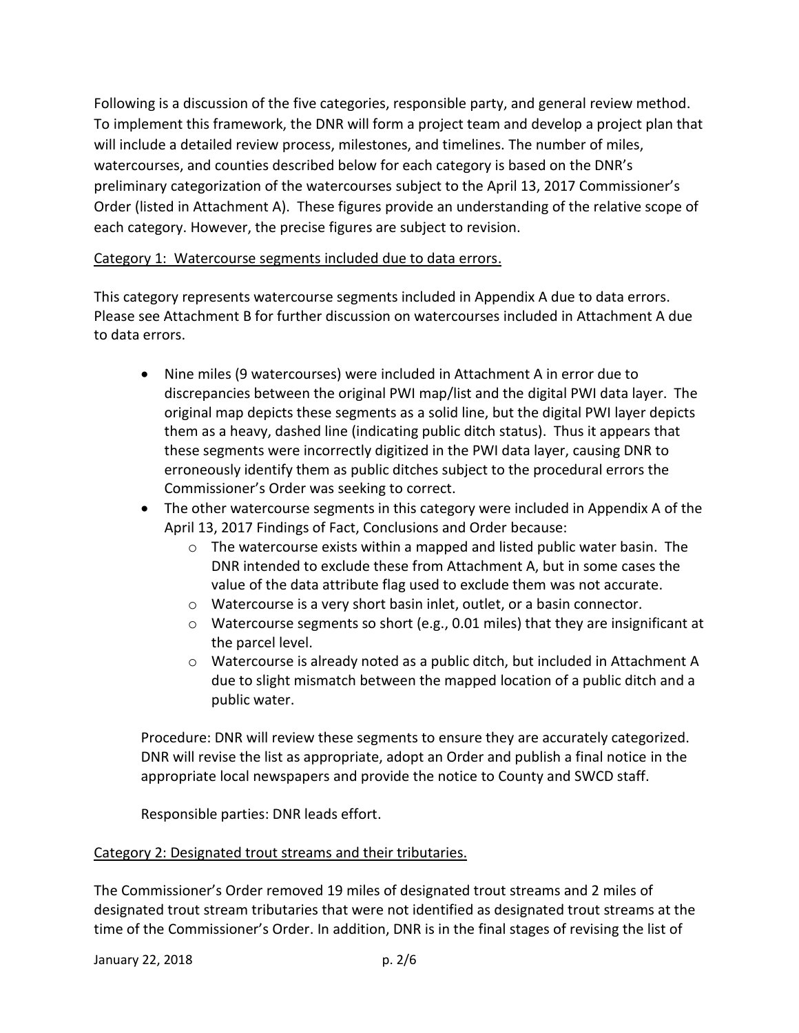Following is a discussion of the five categories, responsible party, and general review method. To implement this framework, the DNR will form a project team and develop a project plan that will include a detailed review process, milestones, and timelines. The number of miles, watercourses, and counties described below for each category is based on the DNR's preliminary categorization of the watercourses subject to the April 13, 2017 Commissioner's Order (listed in Attachment A). These figures provide an understanding of the relative scope of each category. However, the precise figures are subject to revision.

<u>Category 1: Watercourse segments included due to data errors.</u>

This category represents watercourse segments included in Appendix A due to data errors. Please see Attachment B for further discussion on watercourses included in Attachment A due to data errors.

- Nine miles (9 watercourses) were included in Attachment A in error due to discrepancies between the original PWI map/list and the digital PWI data layer. The original map depicts these segments as a solid line, but the digital PWI layer depicts them as a heavy, dashed line (indicating public ditch status). Thus it appears that these segments were incorrectly digitized in the PWI data layer, causing DNR to erroneously identify them as public ditches subject to the procedural errors the Commissioner's Order was seeking to correct.
- The other watercourse segments in this category were included in Appendix A of the April 13, 2017 Findings of Fact, Conclusions and Order because:
    - The watercourse exists within a mapped and listed public water basin. The DNR intended to exclude these from Attachment A, but in some cases the value of the data attribute flag used to exclude them was not accurate.
    - Watercourse is a very short basin inlet, outlet, or a basin connector.
    - Watercourse segments so short (e.g., 0.01 miles) that they are insignificant at the parcel level.
    - Watercourse is already noted as a public ditch, but included in Attachment A due to slight mismatch between the mapped location of a public ditch and a public water.

Procedure: DNR will review these segments to ensure they are accurately categorized. DNR will revise the list as appropriate, adopt an Order and publish a final notice in the appropriate local newspapers and provide the notice to County and SWCD staff.

Responsible parties: DNR leads effort.

<u>Category 2: Designated trout streams and their tributaries.</u>

The Commissioner's Order removed 19 miles of designated trout streams and 2 miles of designated trout stream tributaries that were not identified as designated trout streams at the time of the Commissioner's Order. In addition, DNR is in the final stages of revising the list of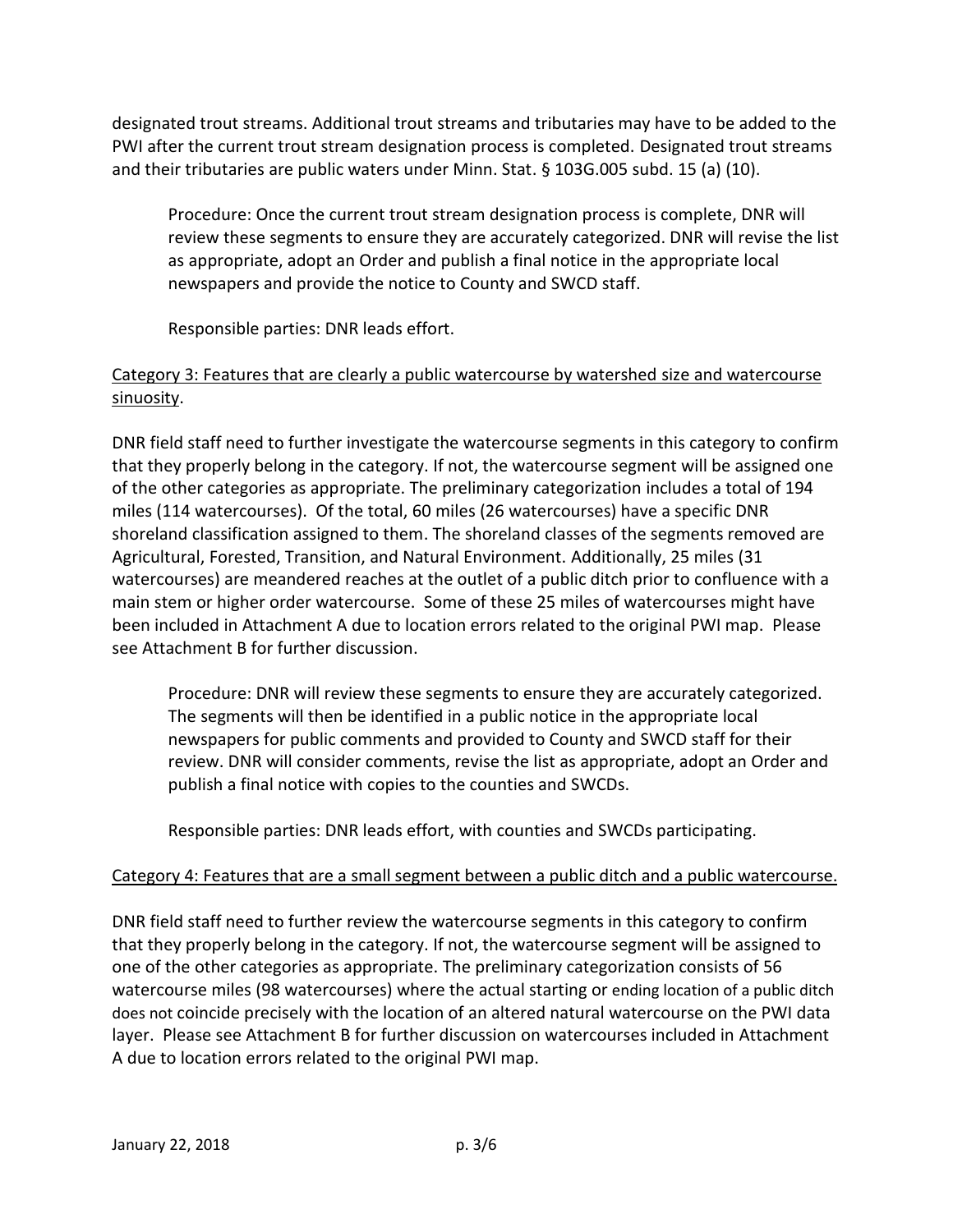designated trout streams. Additional trout streams and tributaries may have to be added to the PWI after the current trout stream designation process is completed. Designated trout streams and their tributaries are public waters under Minn. Stat. § 103G.005 subd. 15 (a) (10).

> Procedure: Once the current trout stream designation process is complete, DNR will review these segments to ensure they are accurately categorized. DNR will revise the list as appropriate, adopt an Order and publish a final notice in the appropriate local newspapers and provide the notice to County and SWCD staff.
>
> Responsible parties: DNR leads effort.

<u>Category 3: Features that are clearly a public watercourse by watershed size and watercourse sinuosity</u>.

DNR field staff need to further investigate the watercourse segments in this category to confirm that they properly belong in the category. If not, the watercourse segment will be assigned one of the other categories as appropriate. The preliminary categorization includes a total of 194 miles (114 watercourses). Of the total, 60 miles (26 watercourses) have a specific DNR shoreland classification assigned to them. The shoreland classes of the segments removed are Agricultural, Forested, Transition, and Natural Environment. Additionally, 25 miles (31 watercourses) are meandered reaches at the outlet of a public ditch prior to confluence with a main stem or higher order watercourse. Some of these 25 miles of watercourses might have been included in Attachment A due to location errors related to the original PWI map. Please see Attachment B for further discussion.

> Procedure: DNR will review these segments to ensure they are accurately categorized. The segments will then be identified in a public notice in the appropriate local newspapers for public comments and provided to County and SWCD staff for their review. DNR will consider comments, revise the list as appropriate, adopt an Order and publish a final notice with copies to the counties and SWCDs.
>
> Responsible parties: DNR leads effort, with counties and SWCDs participating.

<u>Category 4: Features that are a small segment between a public ditch and a public watercourse.</u>

DNR field staff need to further review the watercourse segments in this category to confirm that they properly belong in the category. If not, the watercourse segment will be assigned to one of the other categories as appropriate. The preliminary categorization consists of 56 watercourse miles (98 watercourses) where the actual starting or ending location of a public ditch does not coincide precisely with the location of an altered natural watercourse on the PWI data layer. Please see Attachment B for further discussion on watercourses included in Attachment A due to location errors related to the original PWI map.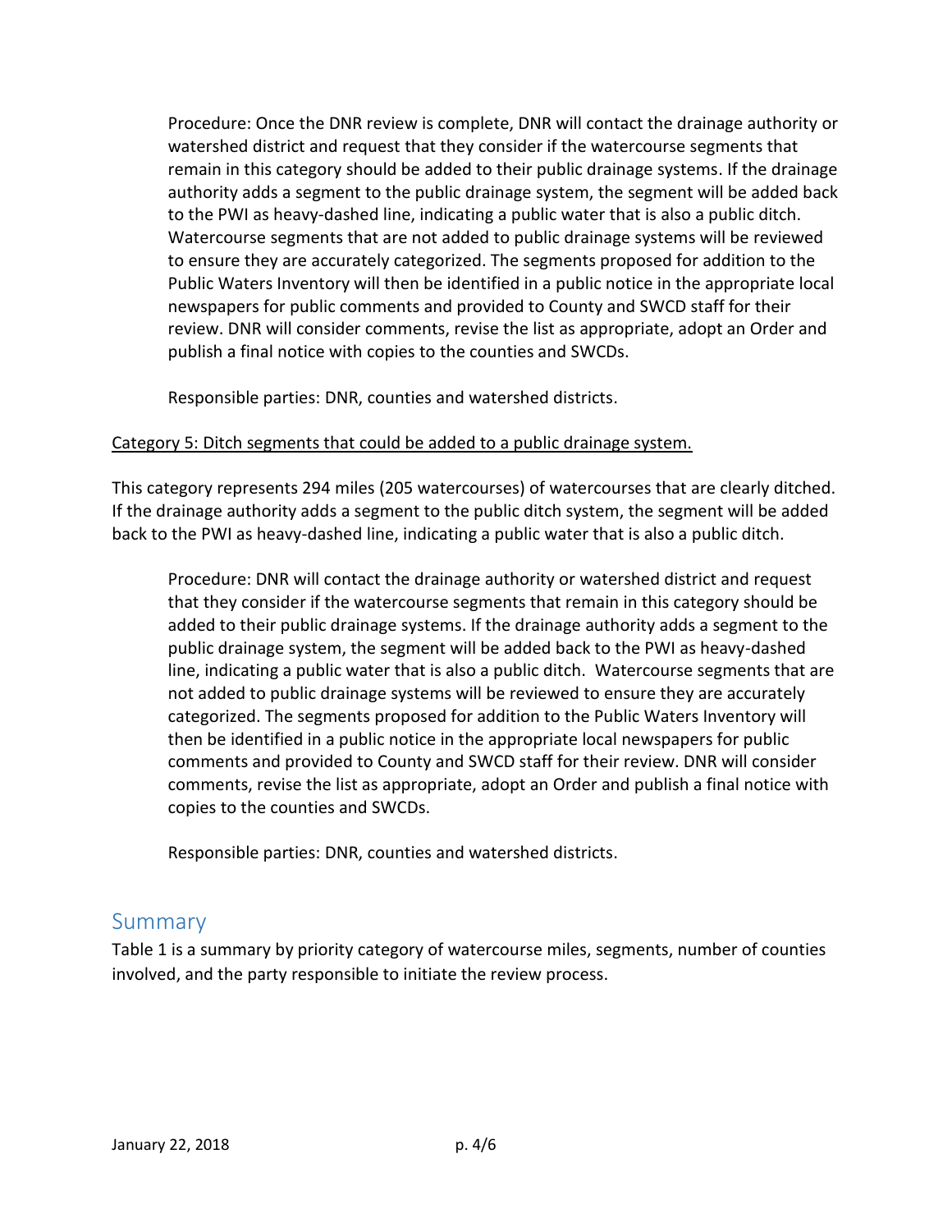Procedure: Once the DNR review is complete, DNR will contact the drainage authority or watershed district and request that they consider if the watercourse segments that remain in this category should be added to their public drainage systems. If the drainage authority adds a segment to the public drainage system, the segment will be added back to the PWI as heavy-dashed line, indicating a public water that is also a public ditch. Watercourse segments that are not added to public drainage systems will be reviewed to ensure they are accurately categorized. The segments proposed for addition to the Public Waters Inventory will then be identified in a public notice in the appropriate local newspapers for public comments and provided to County and SWCD staff for their review. DNR will consider comments, revise the list as appropriate, adopt an Order and publish a final notice with copies to the counties and SWCDs.

Responsible parties: DNR, counties and watershed districts.

<u>Category 5: Ditch segments that could be added to a public drainage system.</u>

This category represents 294 miles (205 watercourses) of watercourses that are clearly ditched. If the drainage authority adds a segment to the public ditch system, the segment will be added back to the PWI as heavy-dashed line, indicating a public water that is also a public ditch.

Procedure: DNR will contact the drainage authority or watershed district and request that they consider if the watercourse segments that remain in this category should be added to their public drainage systems. If the drainage authority adds a segment to the public drainage system, the segment will be added back to the PWI as heavy-dashed line, indicating a public water that is also a public ditch. Watercourse segments that are not added to public drainage systems will be reviewed to ensure they are accurately categorized. The segments proposed for addition to the Public Waters Inventory will then be identified in a public notice in the appropriate local newspapers for public comments and provided to County and SWCD staff for their review. DNR will consider comments, revise the list as appropriate, adopt an Order and publish a final notice with copies to the counties and SWCDs.

Responsible parties: DNR, counties and watershed districts.

## Summary

Table 1 is a summary by priority category of watercourse miles, segments, number of counties involved, and the party responsible to initiate the review process.

January 22, 2018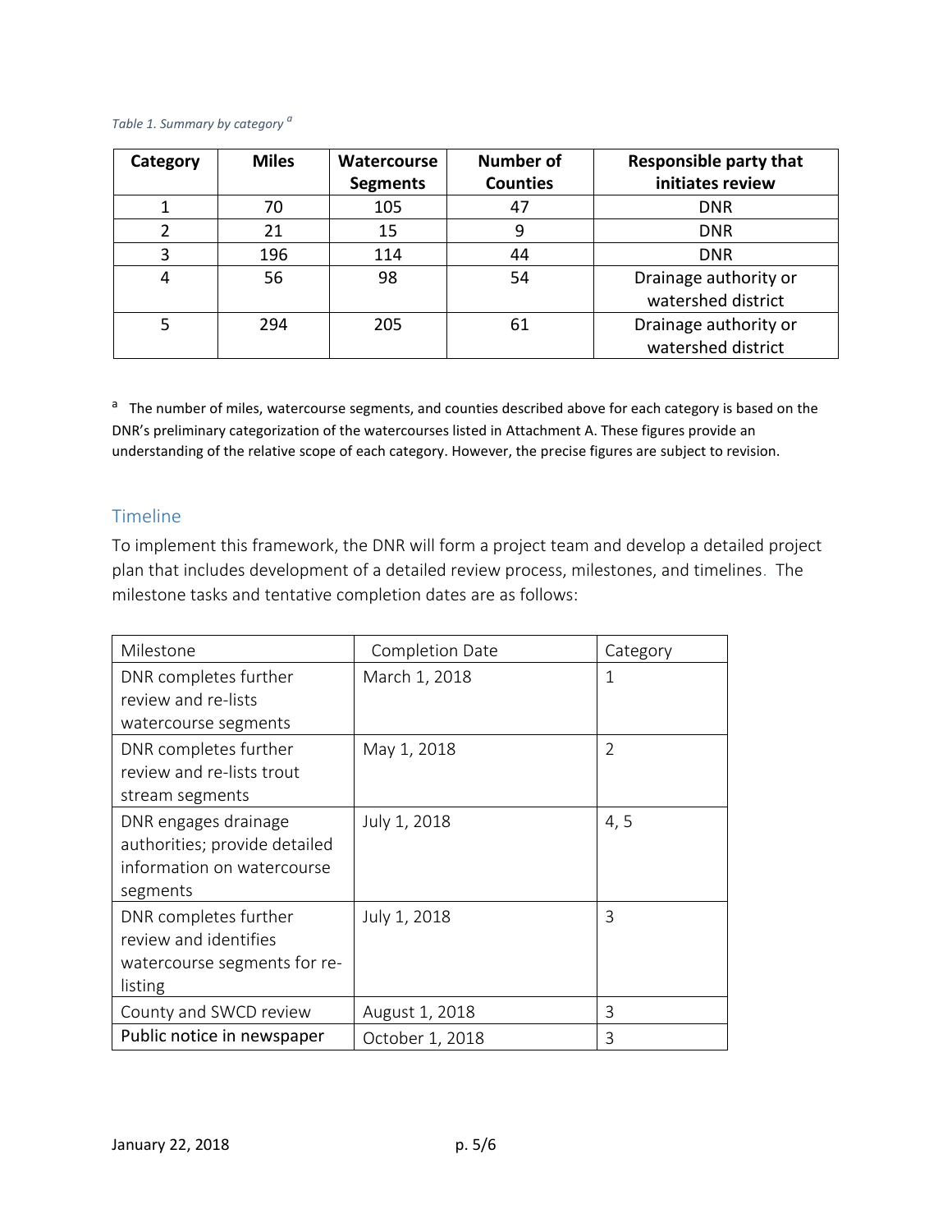*Table 1. Summary by category* [a]

| Category | Miles | Watercourse Segments | Number of Counties | Responsible party that initiates review |
|---|---|---|---|---|
| 1 | 70 | 105 | 47 | DNR |
| 2 | 21 | 15 | 9 | DNR |
| 3 | 196 | 114 | 44 | DNR |
| 4 | 56 | 98 | 54 | Drainage authority or watershed district |
| 5 | 294 | 205 | 61 | Drainage authority or watershed district |

[a] The number of miles, watercourse segments, and counties described above for each category is based on the DNR's preliminary categorization of the watercourses listed in Attachment A. These figures provide an understanding of the relative scope of each category. However, the precise figures are subject to revision.

## Timeline

To implement this framework, the DNR will form a project team and develop a detailed project plan that includes development of a detailed review process, milestones, and timelines. The milestone tasks and tentative completion dates are as follows:

| Milestone | Completion Date | Category |
|---|---|---|
| DNR completes further review and re-lists watercourse segments | March 1, 2018 | 1 |
| DNR completes further review and re-lists trout stream segments | May 1, 2018 | 2 |
| DNR engages drainage authorities; provide detailed information on watercourse segments | July 1, 2018 | 4, 5 |
| DNR completes further review and identifies watercourse segments for re-listing | July 1, 2018 | 3 |
| County and SWCD review | August 1, 2018 | 3 |
| Public notice in newspaper | October 1, 2018 | 3 |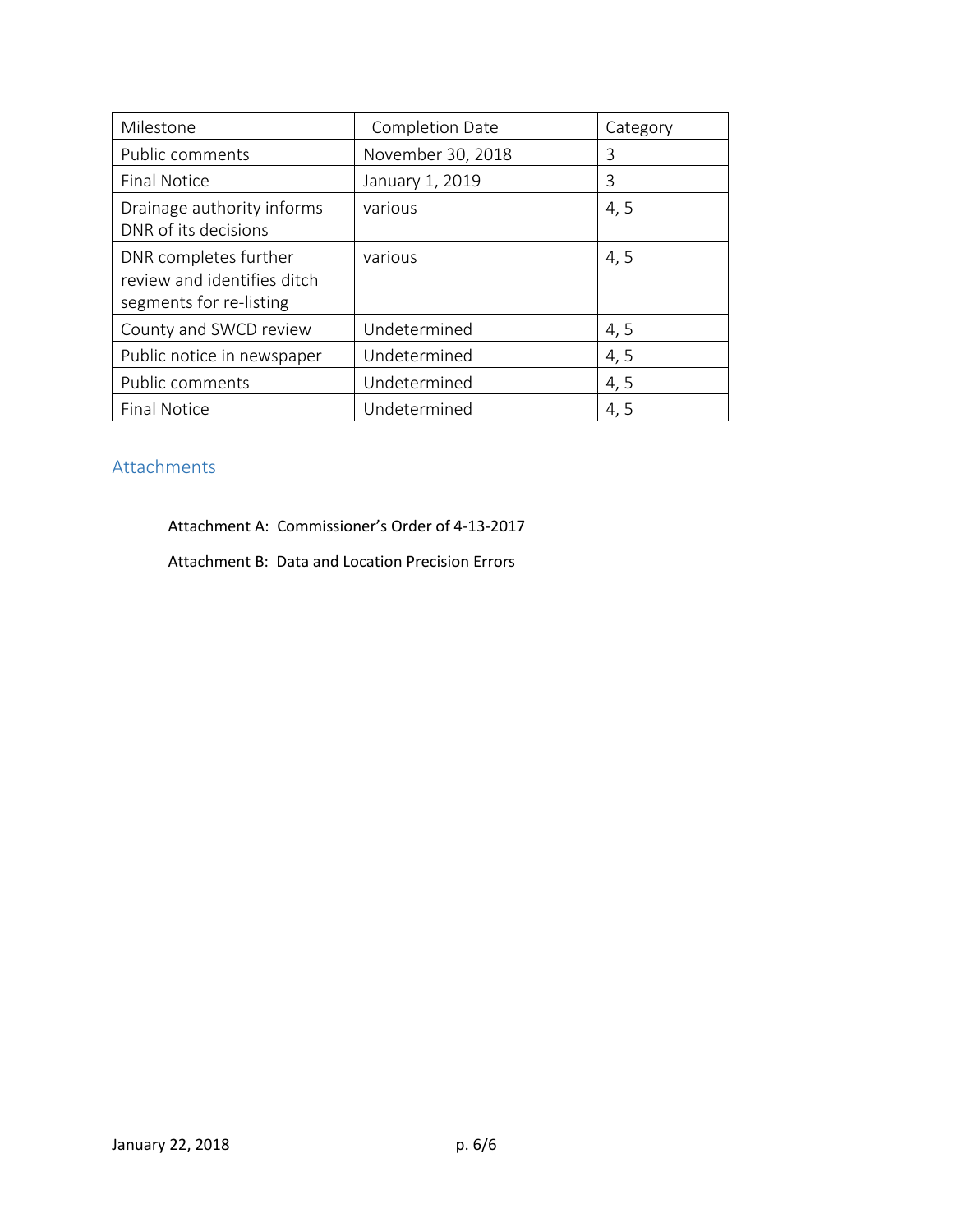| Milestone | Completion Date | Category |
|---|---|---|
| Public comments | November 30, 2018 | 3 |
| Final Notice | January 1, 2019 | 3 |
| Drainage authority informs DNR of its decisions | various | 4, 5 |
| DNR completes further review and identifies ditch segments for re-listing | various | 4, 5 |
| County and SWCD review | Undetermined | 4, 5 |
| Public notice in newspaper | Undetermined | 4, 5 |
| Public comments | Undetermined | 4, 5 |
| Final Notice | Undetermined | 4, 5 |

## Attachments

Attachment A: Commissioner's Order of 4-13-2017

Attachment B: Data and Location Precision Errors